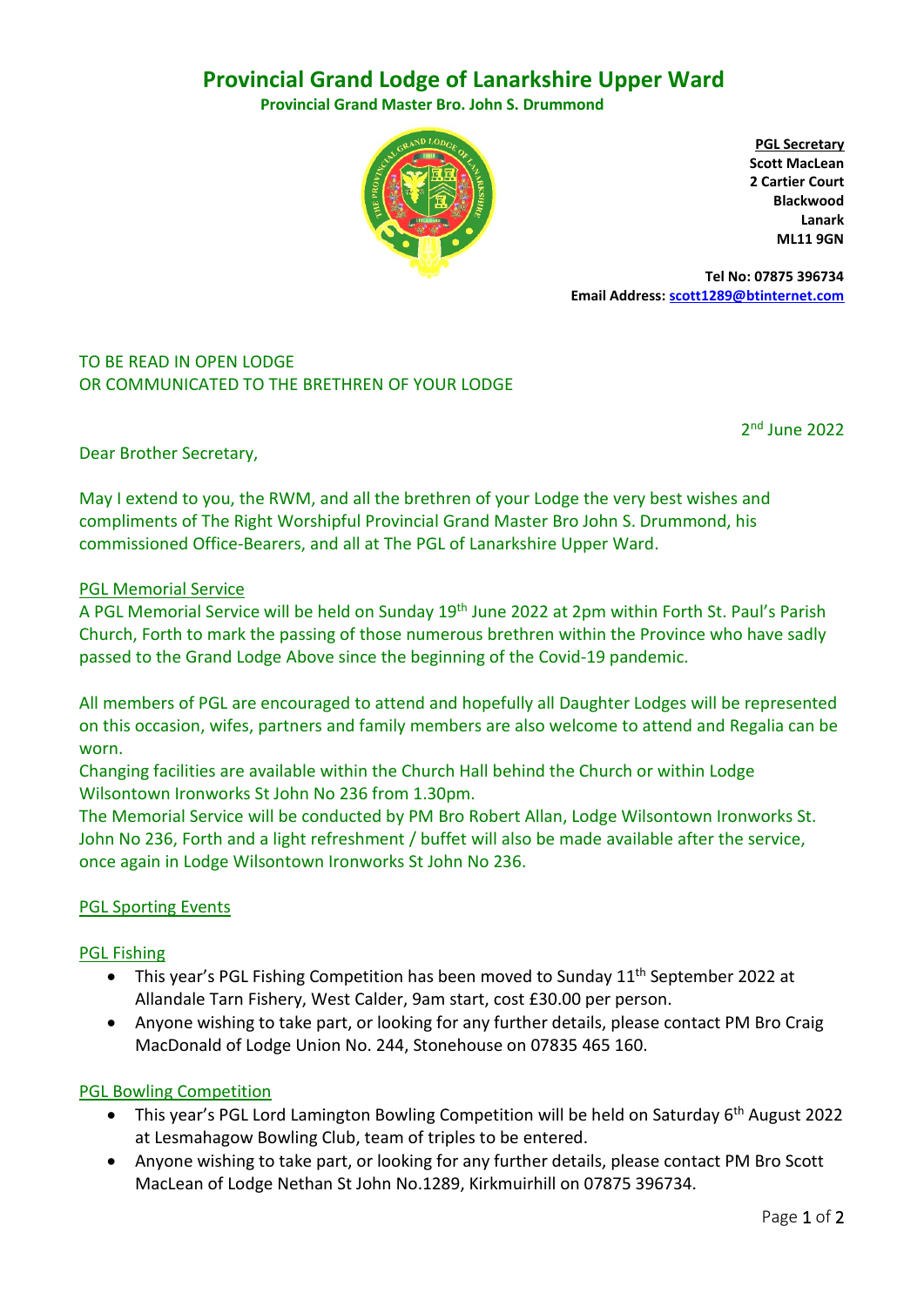# Provincial Grand Lodge of Lanarkshire Upper Ward

**Provincial Grand Master Bro. John S. Drummond**

**PGL Secretary**
**Scott MacLean**
**2 Cartier Court**
**Blackwood**
**Lanark**
**ML11 9GN**

**Tel No: 07875 396734**
**Email Address: scott1289@btinternet.com**

TO BE READ IN OPEN LODGE
OR COMMUNICATED TO THE BRETHREN OF YOUR LODGE

2nd June 2022

Dear Brother Secretary,

May I extend to you, the RWM, and all the brethren of your Lodge the very best wishes and compliments of The Right Worshipful Provincial Grand Master Bro John S. Drummond, his commissioned Office-Bearers, and all at The PGL of Lanarkshire Upper Ward.

## PGL Memorial Service

A PGL Memorial Service will be held on Sunday 19th June 2022 at 2pm within Forth St. Paul's Parish Church, Forth to mark the passing of those numerous brethren within the Province who have sadly passed to the Grand Lodge Above since the beginning of the Covid-19 pandemic.

All members of PGL are encouraged to attend and hopefully all Daughter Lodges will be represented on this occasion, wifes, partners and family members are also welcome to attend and Regalia can be worn.

Changing facilities are available within the Church Hall behind the Church or within Lodge Wilsontown Ironworks St John No 236 from 1.30pm.

The Memorial Service will be conducted by PM Bro Robert Allan, Lodge Wilsontown Ironworks St. John No 236, Forth and a light refreshment / buffet will also be made available after the service, once again in Lodge Wilsontown Ironworks St John No 236.

## PGL Sporting Events

### PGL Fishing

- This year's PGL Fishing Competition has been moved to Sunday 11th September 2022 at Allandale Tarn Fishery, West Calder, 9am start, cost £30.00 per person.
- Anyone wishing to take part, or looking for any further details, please contact PM Bro Craig MacDonald of Lodge Union No. 244, Stonehouse on 07835 465 160.

### PGL Bowling Competition

- This year's PGL Lord Lamington Bowling Competition will be held on Saturday 6th August 2022 at Lesmahagow Bowling Club, team of triples to be entered.
- Anyone wishing to take part, or looking for any further details, please contact PM Bro Scott MacLean of Lodge Nethan St John No.1289, Kirkmuirhill on 07875 396734.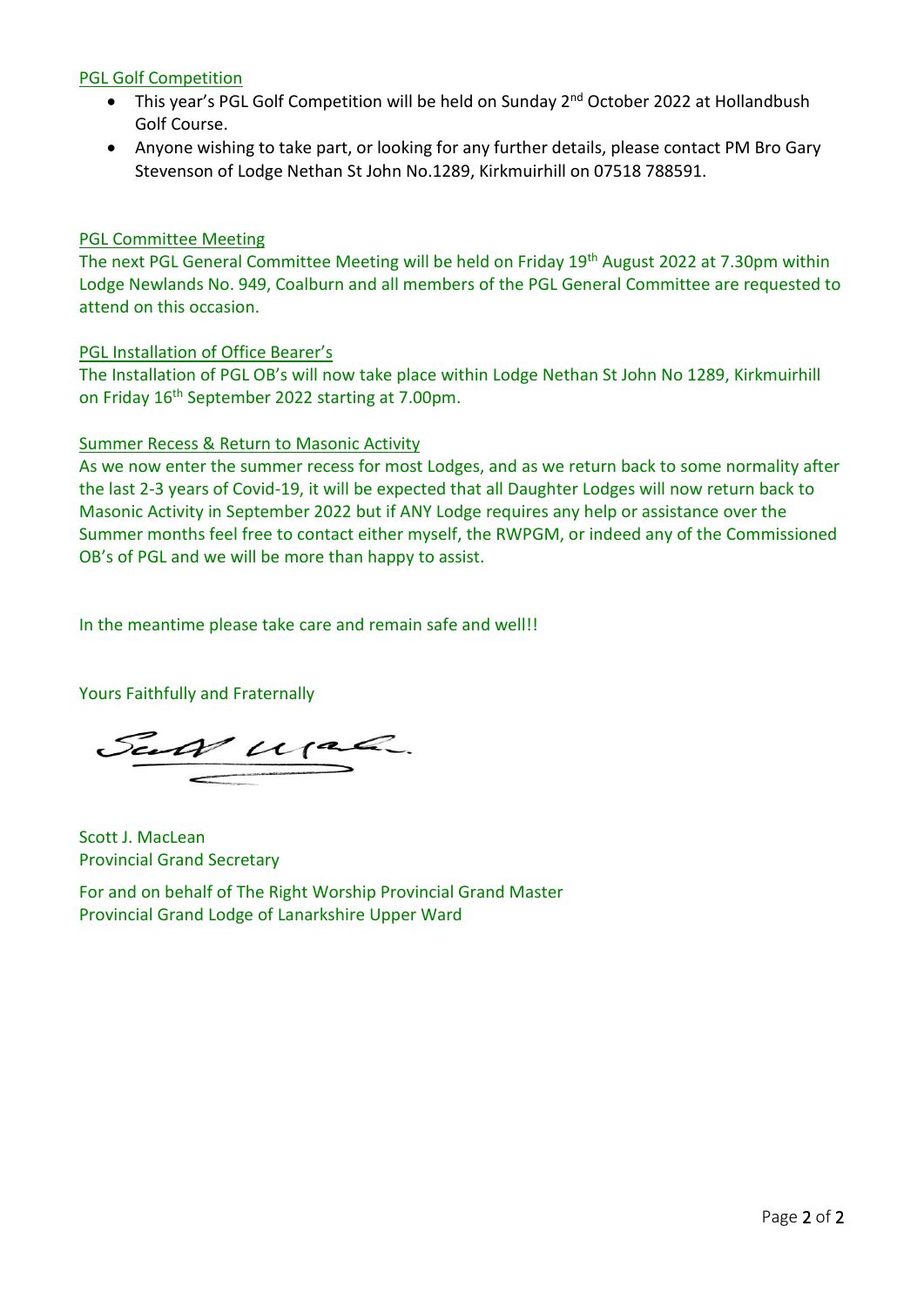PGL Golf Competition

- This year's PGL Golf Competition will be held on Sunday 2nd October 2022 at Hollandbush Golf Course.
- Anyone wishing to take part, or looking for any further details, please contact PM Bro Gary Stevenson of Lodge Nethan St John No.1289, Kirkmuirhill on 07518 788591.

PGL Committee Meeting

The next PGL General Committee Meeting will be held on Friday 19th August 2022 at 7.30pm within Lodge Newlands No. 949, Coalburn and all members of the PGL General Committee are requested to attend on this occasion.

PGL Installation of Office Bearer's

The Installation of PGL OB's will now take place within Lodge Nethan St John No 1289, Kirkmuirhill on Friday 16th September 2022 starting at 7.00pm.

Summer Recess & Return to Masonic Activity

As we now enter the summer recess for most Lodges, and as we return back to some normality after the last 2-3 years of Covid-19, it will be expected that all Daughter Lodges will now return back to Masonic Activity in September 2022 but if ANY Lodge requires any help or assistance over the Summer months feel free to contact either myself, the RWPGM, or indeed any of the Commissioned OB's of PGL and we will be more than happy to assist.

In the meantime please take care and remain safe and well!!

Yours Faithfully and Fraternally

Scott J. MacLean
Provincial Grand Secretary

For and on behalf of The Right Worship Provincial Grand Master
Provincial Grand Lodge of Lanarkshire Upper Ward